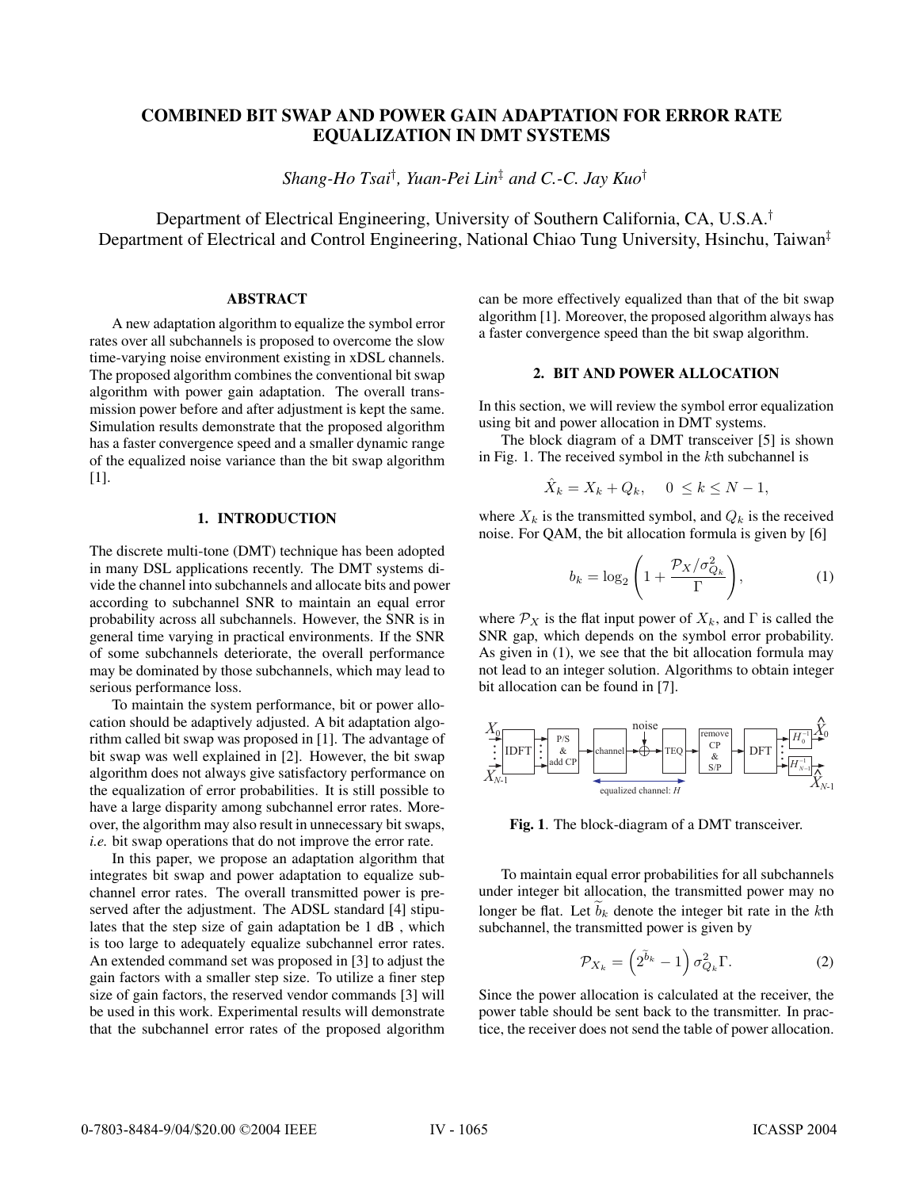# COMBINED BIT SWAP AND POWER GAIN ADAPTATION FOR ERROR RATE EQUALIZATION IN DMT SYSTEMS

*Shang-Ho Tsai*[†], *Yuan-Pei Lin*[‡] *and C.-C. Jay Kuo*[†]

Department of Electrical Engineering, University of Southern California, CA, U.S.A.[†]
Department of Electrical and Control Engineering, National Chiao Tung University, Hsinchu, Taiwan[‡]

## ABSTRACT

A new adaptation algorithm to equalize the symbol error rates over all subchannels is proposed to overcome the slow time-varying noise environment existing in xDSL channels. The proposed algorithm combines the conventional bit swap algorithm with power gain adaptation. The overall transmission power before and after adjustment is kept the same. Simulation results demonstrate that the proposed algorithm has a faster convergence speed and a smaller dynamic range of the equalized noise variance than the bit swap algorithm [1].

## 1. INTRODUCTION

The discrete multi-tone (DMT) technique has been adopted in many DSL applications recently. The DMT systems divide the channel into subchannels and allocate bits and power according to subchannel SNR to maintain an equal error probability across all subchannels. However, the SNR is in general time varying in practical environments. If the SNR of some subchannels deteriorate, the overall performance may be dominated by those subchannels, which may lead to serious performance loss.

To maintain the system performance, bit or power allocation should be adaptively adjusted. A bit adaptation algorithm called bit swap was proposed in [1]. The advantage of bit swap was well explained in [2]. However, the bit swap algorithm does not always give satisfactory performance on the equalization of error probabilities. It is still possible to have a large disparity among subchannel error rates. Moreover, the algorithm may also result in unnecessary bit swaps, *i.e.* bit swap operations that do not improve the error rate.

In this paper, we propose an adaptation algorithm that integrates bit swap and power adaptation to equalize subchannel error rates. The overall transmitted power is preserved after the adjustment. The ADSL standard [4] stipulates that the step size of gain adaptation be 1 dB , which is too large to adequately equalize subchannel error rates. An extended command set was proposed in [3] to adjust the gain factors with a smaller step size. To utilize a finer step size of gain factors, the reserved vendor commands [3] will be used in this work. Experimental results will demonstrate that the subchannel error rates of the proposed algorithm can be more effectively equalized than that of the bit swap algorithm [1]. Moreover, the proposed algorithm always has a faster convergence speed than the bit swap algorithm.

## 2. BIT AND POWER ALLOCATION

In this section, we will review the symbol error equalization using bit and power allocation in DMT systems.

The block diagram of a DMT transceiver [5] is shown in Fig. 1. The received symbol in the $k$th subchannel is

$$\hat{X}_k = X_k + Q_k, \quad 0 \le k \le N-1,$$

where $X_k$ is the transmitted symbol, and $Q_k$ is the received noise. For QAM, the bit allocation formula is given by [6]

$$b_k = \log_2\left(1 + \frac{\mathcal{P}_X/\sigma^2_{Q_k}}{\Gamma}\right), \tag{1}$$

where $\mathcal{P}_X$ is the flat input power of $X_k$, and $\Gamma$ is called the SNR gap, which depends on the symbol error probability. As given in (1), we see that the bit allocation formula may not lead to an integer solution. Algorithms to obtain integer bit allocation can be found in [7].

**Fig. 1**. The block-diagram of a DMT transceiver.

To maintain equal error probabilities for all subchannels under integer bit allocation, the transmitted power may no longer be flat. Let $\widetilde{b}_k$ denote the integer bit rate in the $k$th subchannel, the transmitted power is given by

$$\mathcal{P}_{X_k} = \left(2^{\widetilde{b}_k} - 1\right)\sigma^2_{Q_k}\Gamma. \tag{2}$$

Since the power allocation is calculated at the receiver, the power table should be sent back to the transmitter. In practice, the receiver does not send the table of power allocation.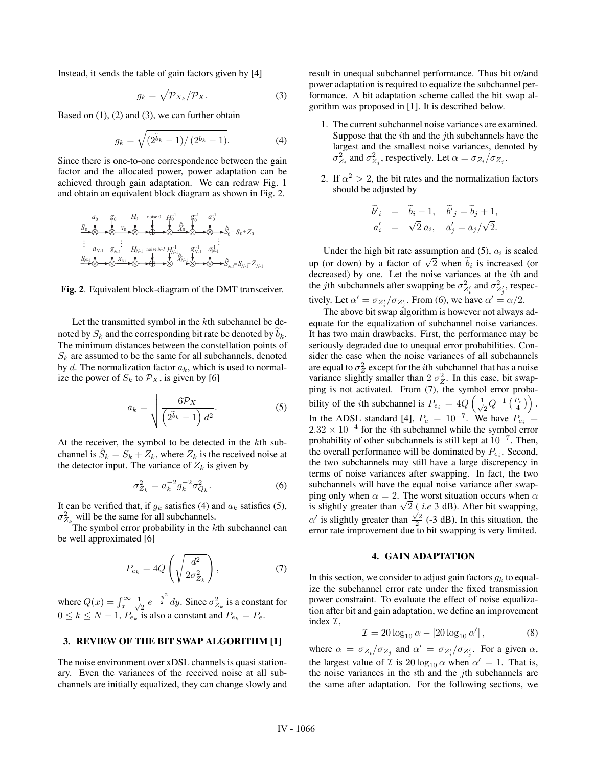Instead, it sends the table of gain factors given by [4]

$$g_k = \sqrt{\mathcal{P}_{X_k}/\mathcal{P}_X}. \tag{3}$$

Based on (1), (2) and (3), we can further obtain

$$g_k = \sqrt{(2^{\tilde{b}_k} - 1)/\left(2^{b_k} - 1\right)}. \tag{4}$$

Since there is one-to-one correspondence between the gain factor and the allocated power, power adaptation can be achieved through gain adaptation. We can redraw Fig. 1 and obtain an equivalent block diagram as shown in Fig. 2.

**Fig. 2**. Equivalent block-diagram of the DMT transceiver.

Let the transmitted symbol in the $k$th subchannel be denoted by $S_k$ and the corresponding bit rate be denoted by $\tilde{b}_k$. The minimum distances between the constellation points of $S_k$ are assumed to be the same for all subchannels, denoted by $d$. The normalization factor $a_k$, which is used to normalize the power of $S_k$ to $\mathcal{P}_X$, is given by [6]

$$a_k = \sqrt{\frac{6\mathcal{P}_X}{\left(2^{\tilde{b}_k} - 1\right) d^2}}. \tag{5}$$

At the receiver, the symbol to be detected in the $k$th subchannel is $\hat{S}_k = S_k + Z_k$, where $Z_k$ is the received noise at the detector input. The variance of $Z_k$ is given by

$$\sigma^2_{Z_k} = a_k^{-2} g_k^{-2} \sigma^2_{Q_k}. \tag{6}$$

It can be verified that, if $g_k$ satisfies (4) and $a_k$ satisfies (5), $\sigma^2_{Z_k}$ will be the same for all subchannels.

The symbol error probability in the $k$th subchannel can be well approximated [6]

$$P_{e_k} = 4Q\left(\sqrt{\frac{d^2}{2\sigma^2_{Z_k}}}\right), \tag{7}$$

where $Q(x) = \int_x^\infty \frac{1}{\sqrt{2}}\, e^{\frac{-y^2}{2}}\, dy$. Since $\sigma^2_{Z_k}$ is a constant for $0 \le k \le N-1$, $P_{e_k}$ is also a constant and $P_{e_k} = P_e$.

## 3. REVIEW OF THE BIT SWAP ALGORITHM [1]

The noise environment over xDSL channels is quasi stationary. Even the variances of the received noise at all subchannels are initially equalized, they can change slowly and result in unequal subchannel performance. Thus bit or/and power adaptation is required to equalize the subchannel performance. A bit adaptation scheme called the bit swap algorithm was proposed in [1]. It is described below.

1. The current subchannel noise variances are examined. Suppose that the $i$th and the $j$th subchannels have the largest and the smallest noise variances, denoted by $\sigma^2_{Z_i}$ and $\sigma^2_{Z_j}$, respectively. Let $\alpha = \sigma_{Z_i}/\sigma_{Z_j}$.

2. If $\alpha^2 > 2$, the bit rates and the normalization factors should be adjusted by

$$\begin{aligned} \tilde{b}'_i &= \tilde{b}_i - 1, \quad \tilde{b}'_j = \tilde{b}_j + 1, \\ a'_i &= \sqrt{2}\, a_i, \quad a'_j = a_j/\sqrt{2}. \end{aligned}$$

Under the high bit rate assumption and (5), $a_i$ is scaled up (or down) by a factor of $\sqrt{2}$ when $\tilde{b}_i$ is increased (or decreased) by one. Let the noise variances at the $i$th and the $j$th subchannels after swapping be $\sigma^2_{Z'_i}$ and $\sigma^2_{Z'_j}$, respectively. Let $\alpha' = \sigma_{Z'_i}/\sigma_{Z'_j}$. From (6), we have $\alpha' = \alpha/2$.

The above bit swap algorithm is however not always adequate for the equalization of subchannel noise variances. It has two main drawbacks. First, the performance may be seriously degraded due to unequal error probabilities. Consider the case when the noise variances of all subchannels are equal to $\sigma^2_Z$ except for the $i$th subchannel that has a noise variance slightly smaller than $2\,\sigma^2_Z$. In this case, bit swapping is not activated. From (7), the symbol error probability of the $i$th subchannel is $P_{e_i} = 4Q\left(\frac{1}{\sqrt{2}}Q^{-1}\left(\frac{P_e}{4}\right)\right)$. In the ADSL standard [4], $P_e = 10^{-7}$. We have $P_{e_i} = 2.32 \times 10^{-4}$ for the $i$th subchannel while the symbol error probability of other subchannels is still kept at $10^{-7}$. Then, the overall performance will be dominated by $P_{e_i}$. Second, the two subchannels may still have a large discrepancy in terms of noise variances after swapping. In fact, the two subchannels will have the equal noise variance after swapping only when $\alpha = 2$. The worst situation occurs when $\alpha$ is slightly greater than $\sqrt{2}$ ( *i.e* 3 dB). After bit swapping, $\alpha'$ is slightly greater than $\frac{\sqrt{2}}{2}$ (-3 dB). In this situation, the error rate improvement due to bit swapping is very limited.

## 4. GAIN ADAPTATION

In this section, we consider to adjust gain factors $g_k$ to equalize the subchannel error rate under the fixed transmission power constraint. To evaluate the effect of noise equalization after bit and gain adaptation, we define an improvement index $\mathcal{I}$,

$$\mathcal{I} = 20\log_{10}\alpha - \left|20\log_{10}\alpha'\right|, \tag{8}$$

where $\alpha = \sigma_{Z_i}/\sigma_{Z_j}$ and $\alpha' = \sigma_{Z'_i}/\sigma_{Z'_j}$. For a given $\alpha$, the largest value of $\mathcal{I}$ is $20\log_{10}\alpha$ when $\alpha' = 1$. That is, the noise variances in the $i$th and the $j$th subchannels are the same after adaptation. For the following sections, we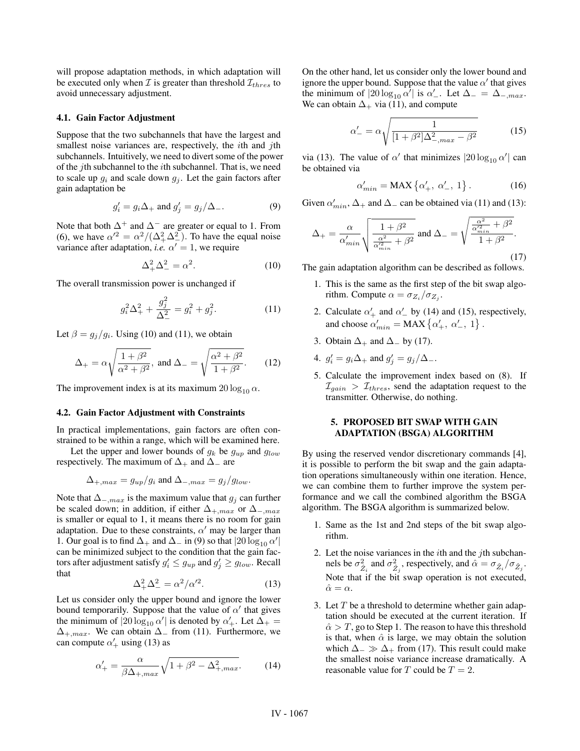will propose adaptation methods, in which adaptation will be executed only when $\mathcal{I}$ is greater than threshold $\mathcal{I}_{thres}$ to avoid unnecessary adjustment.

### 4.1. Gain Factor Adjustment

Suppose that the two subchannels that have the largest and smallest noise variances are, respectively, the $i$th and $j$th subchannels. Intuitively, we need to divert some of the power of the $j$th subchannel to the $i$th subchannel. That is, we need to scale up $g_i$ and scale down $g_j$. Let the gain factors after gain adaptation be

$$g_i' = g_i \Delta_+ \text{ and } g_j' = g_j/\Delta_-. \tag{9}$$

Note that both $\Delta^+$ and $\Delta^-$ are greater or equal to 1. From (6), we have $\alpha'^2 = \alpha^2/(\Delta_+^2 \Delta_-^2)$. To have the equal noise variance after adaptation, *i.e.* $\alpha' = 1$, we require

$$\Delta_+^2 \Delta_-^2 = \alpha^2. \tag{10}$$

The overall transmission power is unchanged if

$$g_i^2 \Delta_+^2 + \frac{g_j^2}{\Delta_-^2} = g_i^2 + g_j^2. \tag{11}$$

Let $\beta = g_j/g_i$. Using (10) and (11), we obtain

$$\Delta_+ = \alpha \sqrt{\frac{1+\beta^2}{\alpha^2+\beta^2}}, \text{ and } \Delta_- = \sqrt{\frac{\alpha^2+\beta^2}{1+\beta^2}}. \tag{12}$$

The improvement index is at its maximum $20\log_{10}\alpha$.

### 4.2. Gain Factor Adjustment with Constraints

In practical implementations, gain factors are often constrained to be within a range, which will be examined here.

Let the upper and lower bounds of $g_k$ be $g_{up}$ and $g_{low}$ respectively. The maximum of $\Delta_+$ and $\Delta_-$ are

$$\Delta_{+,max} = g_{up}/g_i \text{ and } \Delta_{-,max} = g_j/g_{low}.$$

Note that $\Delta_{-,max}$ is the maximum value that $g_j$ can further be scaled down; in addition, if either $\Delta_{+,max}$ or $\Delta_{-,max}$ is smaller or equal to 1, it means there is no room for gain adaptation. Due to these constraints, $\alpha'$ may be larger than 1. Our goal is to find $\Delta_+$ and $\Delta_-$ in (9) so that $|20\log_{10}\alpha'|$ can be minimized subject to the condition that the gain factors after adjustment satisfy $g_i' \le g_{up}$ and $g_j' \ge g_{low}$. Recall that

$$\Delta_+^2 \Delta_-^2 = \alpha^2/\alpha'^2. \tag{13}$$

Let us consider only the upper bound and ignore the lower bound temporarily. Suppose that the value of $\alpha'$ that gives the minimum of $|20\log_{10}\alpha'|$ is denoted by $\alpha'_+$. Let $\Delta_+ = \Delta_{+,max}$. We can obtain $\Delta_-$ from (11). Furthermore, we can compute $\alpha'_+$ using (13) as

$$\alpha'_+ = \frac{\alpha}{\beta \Delta_{+,max}} \sqrt{1+\beta^2-\Delta_{+,max}^2}. \tag{14}$$

On the other hand, let us consider only the lower bound and ignore the upper bound. Suppose that the value $\alpha'$ that gives the minimum of $|20\log_{10}\alpha'|$ is $\alpha'_-$. Let $\Delta_- = \Delta_{-,max}$. We can obtain $\Delta_+$ via (11), and compute

$$\alpha'_- = \alpha \sqrt{\frac{1}{[1+\beta^2]\Delta_{-,max}^2 - \beta^2}} \tag{15}$$

via (13). The value of $\alpha'$ that minimizes $|20\log_{10}\alpha'|$ can be obtained via

$$\alpha'_{min} = \text{MAX}\left\{\alpha'_+,\ \alpha'_-,\ 1\right\}. \tag{16}$$

Given $\alpha'_{min}$, $\Delta_+$ and $\Delta_-$ can be obtained via (11) and (13):

$$\Delta_+ = \frac{\alpha}{\alpha'_{min}} \sqrt{\frac{1+\beta^2}{\frac{\alpha^2}{\alpha'^2_{min}}+\beta^2}} \text{ and } \Delta_- = \sqrt{\frac{\frac{\alpha^2}{\alpha'^2_{min}}+\beta^2}{1+\beta^2}}. \tag{17}$$

The gain adaptation algorithm can be described as follows.

1. This is the same as the first step of the bit swap algorithm. Compute $\alpha = \sigma_{Z_i}/\sigma_{Z_j}$.
2. Calculate $\alpha'_+$ and $\alpha'_-$ by (14) and (15), respectively, and choose $\alpha'_{min} = \text{MAX}\left\{\alpha'_+,\ \alpha'_-,\ 1\right\}$.
3. Obtain $\Delta_+$ and $\Delta_-$ by (17).
4. $g_i' = g_i\Delta_+$ and $g_j' = g_j/\Delta_-$.
5. Calculate the improvement index based on (8). If $\mathcal{I}_{gain} > \mathcal{I}_{thres}$, send the adaptation request to the transmitter. Otherwise, do nothing.

## 5. PROPOSED BIT SWAP WITH GAIN ADAPTATION (BSGA) ALGORITHM

By using the reserved vendor discretionary commands [4], it is possible to perform the bit swap and the gain adaptation operations simultaneously within one iteration. Hence, we can combine them to further improve the system performance and we call the combined algorithm the BSGA algorithm. The BSGA algorithm is summarized below.

1. Same as the 1st and 2nd steps of the bit swap algorithm.
2. Let the noise variances in the $i$th and the $j$th subchannels be $\sigma^2_{\hat{Z}_i}$ and $\sigma^2_{\hat{Z}_j}$, respectively, and $\hat{\alpha} = \sigma_{\hat{Z}_i}/\sigma_{\hat{Z}_j}$. Note that if the bit swap operation is not executed, $\hat{\alpha} = \alpha$.
3. Let $T$ be a threshold to determine whether gain adaptation should be executed at the current iteration. If $\hat{\alpha} > T$, go to Step 1. The reason to have this threshold is that, when $\hat{\alpha}$ is large, we may obtain the solution which $\Delta_- \gg \Delta_+$ from (17). This result could make the smallest noise variance increase dramatically. A reasonable value for $T$ could be $T = 2$.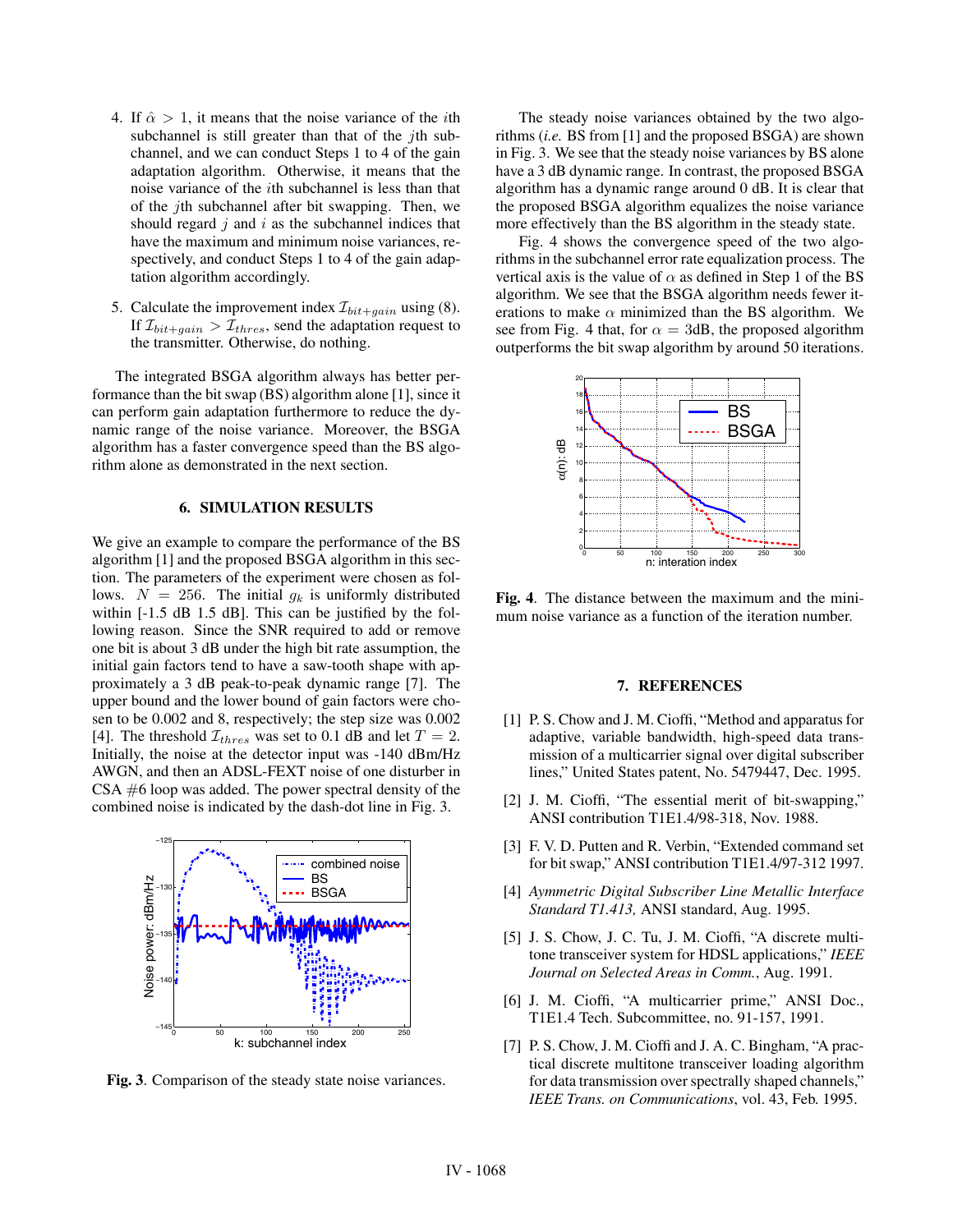4. If $\hat{\alpha} > 1$, it means that the noise variance of the $i$th subchannel is still greater than that of the $j$th subchannel, and we can conduct Steps 1 to 4 of the gain adaptation algorithm. Otherwise, it means that the noise variance of the $i$th subchannel is less than that of the $j$th subchannel after bit swapping. Then, we should regard $j$ and $i$ as the subchannel indices that have the maximum and minimum noise variances, respectively, and conduct Steps 1 to 4 of the gain adaptation algorithm accordingly.

5. Calculate the improvement index $\mathcal{I}_{bit+gain}$ using (8). If $\mathcal{I}_{bit+gain} > \mathcal{I}_{thres}$, send the adaptation request to the transmitter. Otherwise, do nothing.

The integrated BSGA algorithm always has better performance than the bit swap (BS) algorithm alone [1], since it can perform gain adaptation furthermore to reduce the dynamic range of the noise variance. Moreover, the BSGA algorithm has a faster convergence speed than the BS algorithm alone as demonstrated in the next section.

## 6. SIMULATION RESULTS

We give an example to compare the performance of the BS algorithm [1] and the proposed BSGA algorithm in this section. The parameters of the experiment were chosen as follows. $N = 256$. The initial $g_k$ is uniformly distributed within [-1.5 dB 1.5 dB]. This can be justified by the following reason. Since the SNR required to add or remove one bit is about 3 dB under the high bit rate assumption, the initial gain factors tend to have a saw-tooth shape with approximately a 3 dB peak-to-peak dynamic range [7]. The upper bound and the lower bound of gain factors were chosen to be 0.002 and 8, respectively; the step size was 0.002 [4]. The threshold $\mathcal{I}_{thres}$ was set to 0.1 dB and let $T = 2$. Initially, the noise at the detector input was -140 dBm/Hz AWGN, and then an ADSL-FEXT noise of one disturber in CSA #6 loop was added. The power spectral density of the combined noise is indicated by the dash-dot line in Fig. 3.

−125
−130
−135
−140
−145
Noise power: dBm/Hz
0
50
100
150
200
250
k: subchannel index
combined noise
BS
BSGA

**Fig. 3**. Comparison of the steady state noise variances.

The steady noise variances obtained by the two algorithms (*i.e.* BS from [1] and the proposed BSGA) are shown in Fig. 3. We see that the steady noise variances by BS alone have a 3 dB dynamic range. In contrast, the proposed BSGA algorithm has a dynamic range around 0 dB. It is clear that the proposed BSGA algorithm equalizes the noise variance more effectively than the BS algorithm in the steady state.

Fig. 4 shows the convergence speed of the two algorithms in the subchannel error rate equalization process. The vertical axis is the value of $\alpha$ as defined in Step 1 of the BS algorithm. We see that the BSGA algorithm needs fewer iterations to make $\alpha$ minimized than the BS algorithm. We see from Fig. 4 that, for $\alpha$ = 3dB, the proposed algorithm outperforms the bit swap algorithm by around 50 iterations.

20
18
16
14
12
10
8
6
4
2
0
α(n): dB
0
50
100
150
200
250
300
n: interation index
BS
BSGA

**Fig. 4**. The distance between the maximum and the minimum noise variance as a function of the iteration number.

## 7. REFERENCES

[1] P. S. Chow and J. M. Cioffi, "Method and apparatus for adaptive, variable bandwidth, high-speed data transmission of a multicarrier signal over digital subscriber lines," United States patent, No. 5479447, Dec. 1995.

[2] J. M. Cioffi, "The essential merit of bit-swapping," ANSI contribution T1E1.4/98-318, Nov. 1988.

[3] F. V. D. Putten and R. Verbin, "Extended command set for bit swap," ANSI contribution T1E1.4/97-312 1997.

[4] *Aymmetric Digital Subscriber Line Metallic Interface Standard T1.413,* ANSI standard, Aug. 1995.

[5] J. S. Chow, J. C. Tu, J. M. Cioffi, "A discrete multitone transceiver system for HDSL applications," *IEEE Journal on Selected Areas in Comm.*, Aug. 1991.

[6] J. M. Cioffi, "A multicarrier prime," ANSI Doc., T1E1.4 Tech. Subcommittee, no. 91-157, 1991.

[7] P. S. Chow, J. M. Cioffi and J. A. C. Bingham, "A practical discrete multitone transceiver loading algorithm for data transmission over spectrally shaped channels," *IEEE Trans. on Communications*, vol. 43, Feb. 1995.